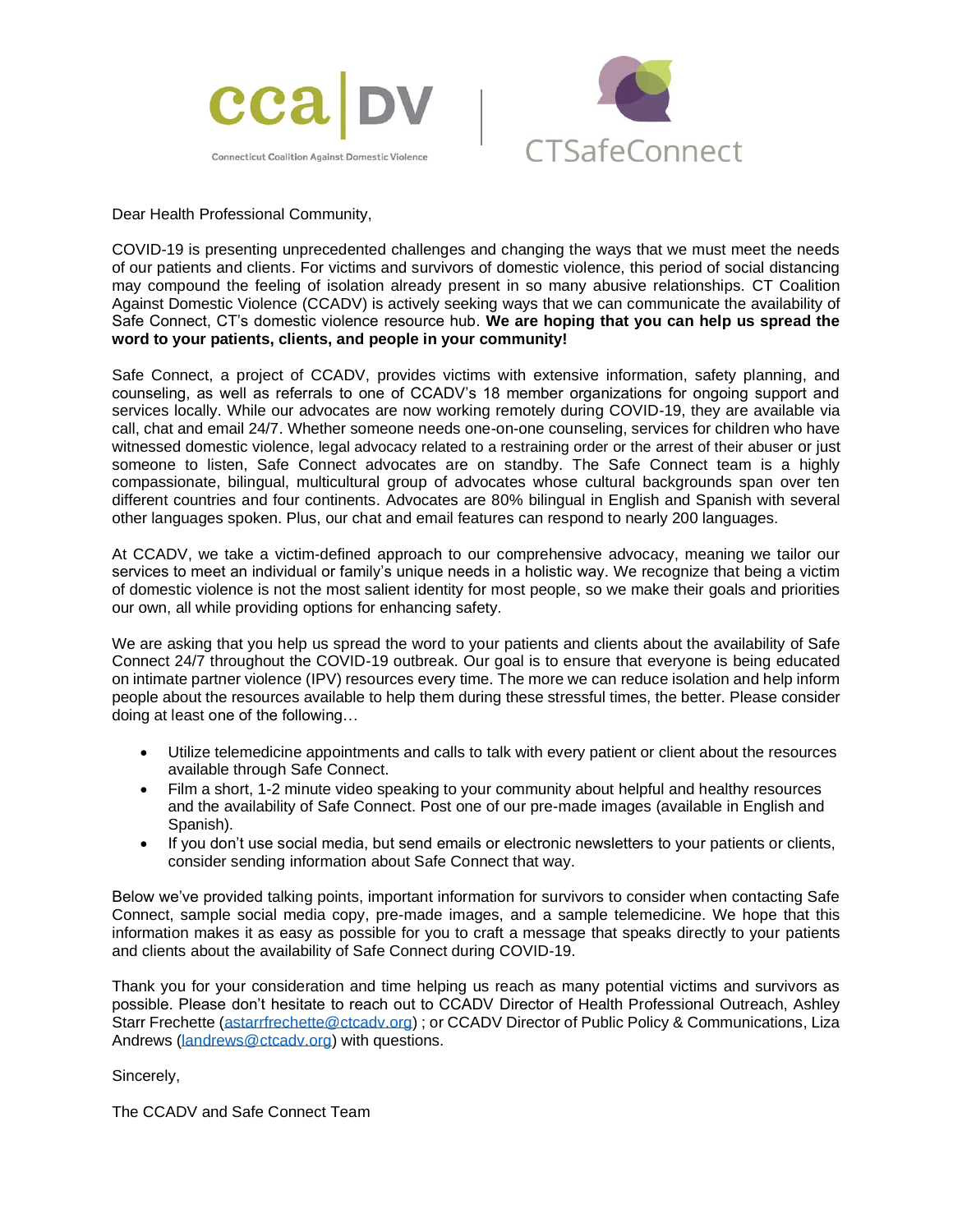Connecticut Coalition Against Domestic Violence | CTSafeConnect

Dear Health Professional Community,

COVID-19 is presenting unprecedented challenges and changing the ways that we must meet the needs of our patients and clients. For victims and survivors of domestic violence, this period of social distancing may compound the feeling of isolation already present in so many abusive relationships. CT Coalition Against Domestic Violence (CCADV) is actively seeking ways that we can communicate the availability of Safe Connect, CT's domestic violence resource hub. **We are hoping that you can help us spread the word to your patients, clients, and people in your community!**

Safe Connect, a project of CCADV, provides victims with extensive information, safety planning, and counseling, as well as referrals to one of CCADV's 18 member organizations for ongoing support and services locally. While our advocates are now working remotely during COVID-19, they are available via call, chat and email 24/7. Whether someone needs one-on-one counseling, services for children who have witnessed domestic violence, legal advocacy related to a restraining order or the arrest of their abuser or just someone to listen, Safe Connect advocates are on standby. The Safe Connect team is a highly compassionate, bilingual, multicultural group of advocates whose cultural backgrounds span over ten different countries and four continents. Advocates are 80% bilingual in English and Spanish with several other languages spoken. Plus, our chat and email features can respond to nearly 200 languages.

At CCADV, we take a victim-defined approach to our comprehensive advocacy, meaning we tailor our services to meet an individual or family's unique needs in a holistic way. We recognize that being a victim of domestic violence is not the most salient identity for most people, so we make their goals and priorities our own, all while providing options for enhancing safety.

We are asking that you help us spread the word to your patients and clients about the availability of Safe Connect 24/7 throughout the COVID-19 outbreak. Our goal is to ensure that everyone is being educated on intimate partner violence (IPV) resources every time. The more we can reduce isolation and help inform people about the resources available to help them during these stressful times, the better. Please consider doing at least one of the following…

- Utilize telemedicine appointments and calls to talk with every patient or client about the resources available through Safe Connect.
- Film a short, 1-2 minute video speaking to your community about helpful and healthy resources and the availability of Safe Connect. Post one of our pre-made images (available in English and Spanish).
- If you don't use social media, but send emails or electronic newsletters to your patients or clients, consider sending information about Safe Connect that way.

Below we've provided talking points, important information for survivors to consider when contacting Safe Connect, sample social media copy, pre-made images, and a sample telemedicine. We hope that this information makes it as easy as possible for you to craft a message that speaks directly to your patients and clients about the availability of Safe Connect during COVID-19.

Thank you for your consideration and time helping us reach as many potential victims and survivors as possible. Please don't hesitate to reach out to CCADV Director of Health Professional Outreach, Ashley Starr Frechette (astarrfrechette@ctcadv.org) ; or CCADV Director of Public Policy & Communications, Liza Andrews (landrews@ctcadv.org) with questions.

Sincerely,

The CCADV and Safe Connect Team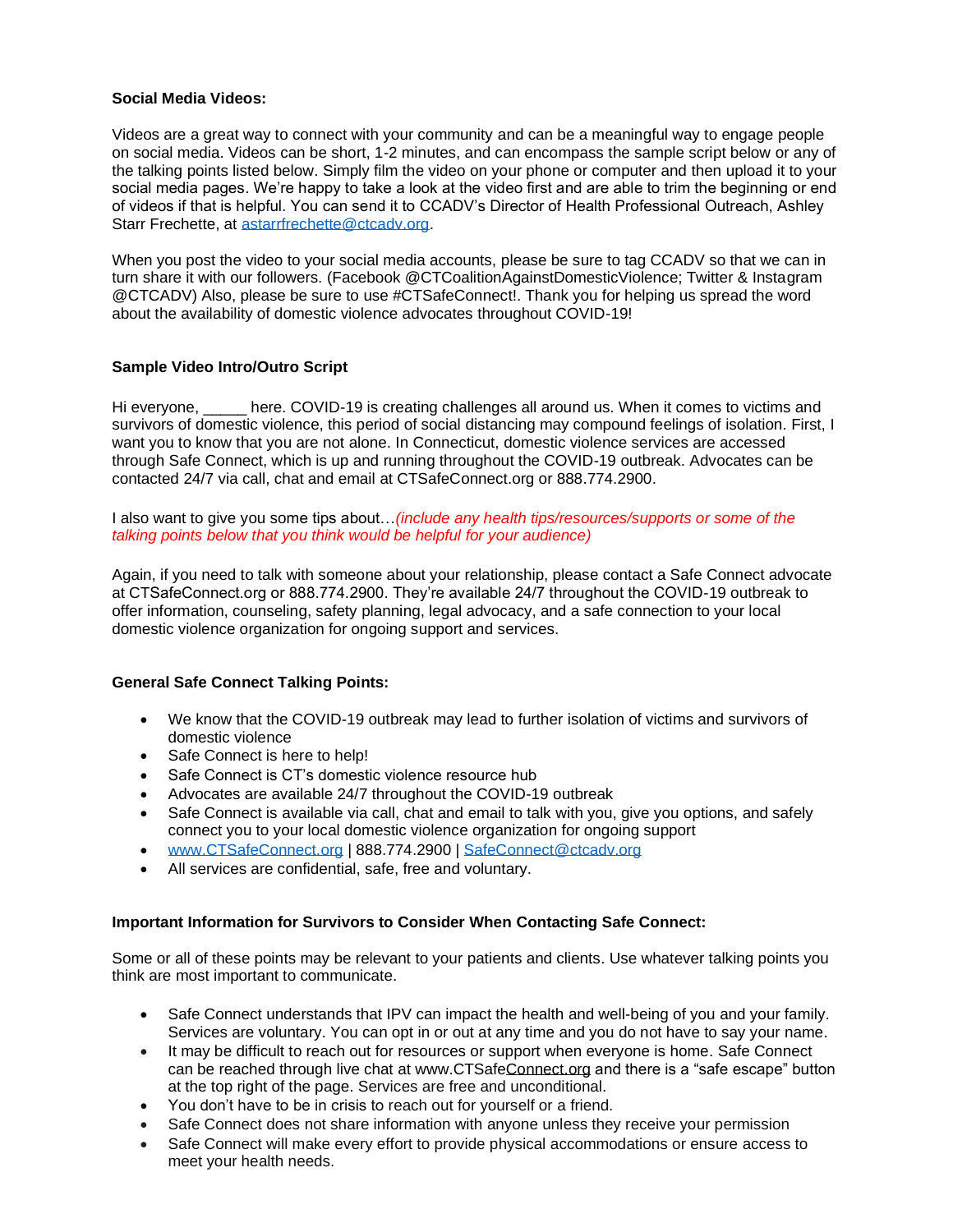**Social Media Videos:**

Videos are a great way to connect with your community and can be a meaningful way to engage people on social media. Videos can be short, 1-2 minutes, and can encompass the sample script below or any of the talking points listed below. Simply film the video on your phone or computer and then upload it to your social media pages. We're happy to take a look at the video first and are able to trim the beginning or end of videos if that is helpful. You can send it to CCADV's Director of Health Professional Outreach, Ashley Starr Frechette, at astarrfrechette@ctcadv.org.

When you post the video to your social media accounts, please be sure to tag CCADV so that we can in turn share it with our followers. (Facebook @CTCoalitionAgainstDomesticViolence; Twitter & Instagram @CTCADV) Also, please be sure to use #CTSafeConnect!. Thank you for helping us spread the word about the availability of domestic violence advocates throughout COVID-19!

**Sample Video Intro/Outro Script**

Hi everyone, _____ here. COVID-19 is creating challenges all around us. When it comes to victims and survivors of domestic violence, this period of social distancing may compound feelings of isolation. First, I want you to know that you are not alone. In Connecticut, domestic violence services are accessed through Safe Connect, which is up and running throughout the COVID-19 outbreak. Advocates can be contacted 24/7 via call, chat and email at CTSafeConnect.org or 888.774.2900.

I also want to give you some tips about…*(include any health tips/resources/supports or some of the talking points below that you think would be helpful for your audience)*

Again, if you need to talk with someone about your relationship, please contact a Safe Connect advocate at CTSafeConnect.org or 888.774.2900. They're available 24/7 throughout the COVID-19 outbreak to offer information, counseling, safety planning, legal advocacy, and a safe connection to your local domestic violence organization for ongoing support and services.

**General Safe Connect Talking Points:**

- We know that the COVID-19 outbreak may lead to further isolation of victims and survivors of domestic violence
- Safe Connect is here to help!
- Safe Connect is CT's domestic violence resource hub
- Advocates are available 24/7 throughout the COVID-19 outbreak
- Safe Connect is available via call, chat and email to talk with you, give you options, and safely connect you to your local domestic violence organization for ongoing support
- www.CTSafeConnect.org | 888.774.2900 | SafeConnect@ctcadv.org
- All services are confidential, safe, free and voluntary.

**Important Information for Survivors to Consider When Contacting Safe Connect:**

Some or all of these points may be relevant to your patients and clients. Use whatever talking points you think are most important to communicate.

- Safe Connect understands that IPV can impact the health and well-being of you and your family. Services are voluntary. You can opt in or out at any time and you do not have to say your name.
- It may be difficult to reach out for resources or support when everyone is home. Safe Connect can be reached through live chat at www.CTSafeConnect.org and there is a "safe escape" button at the top right of the page. Services are free and unconditional.
- You don't have to be in crisis to reach out for yourself or a friend.
- Safe Connect does not share information with anyone unless they receive your permission
- Safe Connect will make every effort to provide physical accommodations or ensure access to meet your health needs.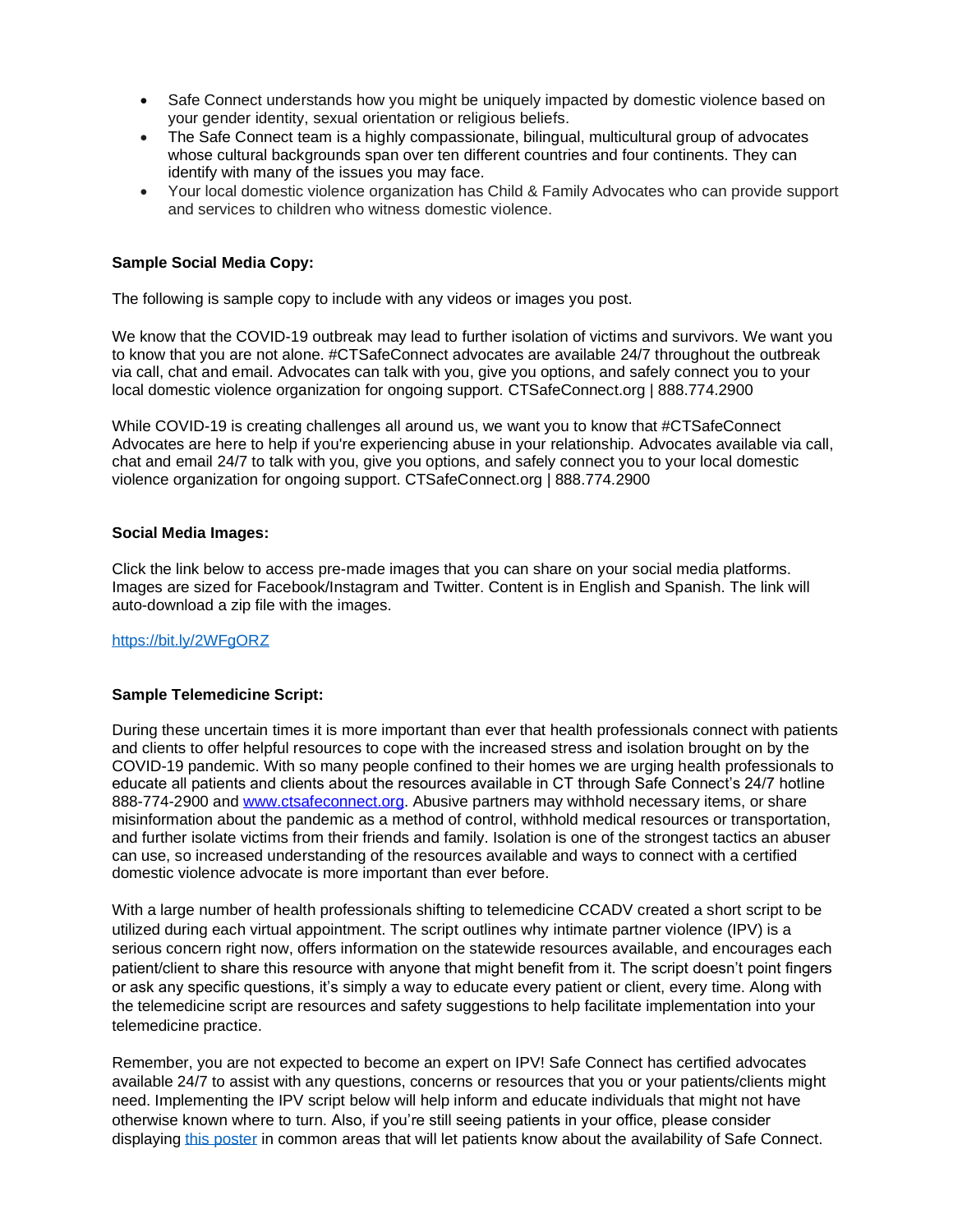- Safe Connect understands how you might be uniquely impacted by domestic violence based on your gender identity, sexual orientation or religious beliefs.
- The Safe Connect team is a highly compassionate, bilingual, multicultural group of advocates whose cultural backgrounds span over ten different countries and four continents. They can identify with many of the issues you may face.
- Your local domestic violence organization has Child & Family Advocates who can provide support and services to children who witness domestic violence.

**Sample Social Media Copy:**

The following is sample copy to include with any videos or images you post.

We know that the COVID-19 outbreak may lead to further isolation of victims and survivors. We want you to know that you are not alone. #CTSafeConnect advocates are available 24/7 throughout the outbreak via call, chat and email. Advocates can talk with you, give you options, and safely connect you to your local domestic violence organization for ongoing support. CTSafeConnect.org | 888.774.2900

While COVID-19 is creating challenges all around us, we want you to know that #CTSafeConnect Advocates are here to help if you're experiencing abuse in your relationship. Advocates available via call, chat and email 24/7 to talk with you, give you options, and safely connect you to your local domestic violence organization for ongoing support. CTSafeConnect.org | 888.774.2900

**Social Media Images:**

Click the link below to access pre-made images that you can share on your social media platforms. Images are sized for Facebook/Instagram and Twitter. Content is in English and Spanish. The link will auto-download a zip file with the images.

https://bit.ly/2WFgORZ

**Sample Telemedicine Script:**

During these uncertain times it is more important than ever that health professionals connect with patients and clients to offer helpful resources to cope with the increased stress and isolation brought on by the COVID-19 pandemic. With so many people confined to their homes we are urging health professionals to educate all patients and clients about the resources available in CT through Safe Connect's 24/7 hotline 888-774-2900 and www.ctsafeconnect.org. Abusive partners may withhold necessary items, or share misinformation about the pandemic as a method of control, withhold medical resources or transportation, and further isolate victims from their friends and family. Isolation is one of the strongest tactics an abuser can use, so increased understanding of the resources available and ways to connect with a certified domestic violence advocate is more important than ever before.

With a large number of health professionals shifting to telemedicine CCADV created a short script to be utilized during each virtual appointment. The script outlines why intimate partner violence (IPV) is a serious concern right now, offers information on the statewide resources available, and encourages each patient/client to share this resource with anyone that might benefit from it. The script doesn't point fingers or ask any specific questions, it's simply a way to educate every patient or client, every time. Along with the telemedicine script are resources and safety suggestions to help facilitate implementation into your telemedicine practice.

Remember, you are not expected to become an expert on IPV! Safe Connect has certified advocates available 24/7 to assist with any questions, concerns or resources that you or your patients/clients might need. Implementing the IPV script below will help inform and educate individuals that might not have otherwise known where to turn. Also, if you're still seeing patients in your office, please consider displaying this poster in common areas that will let patients know about the availability of Safe Connect.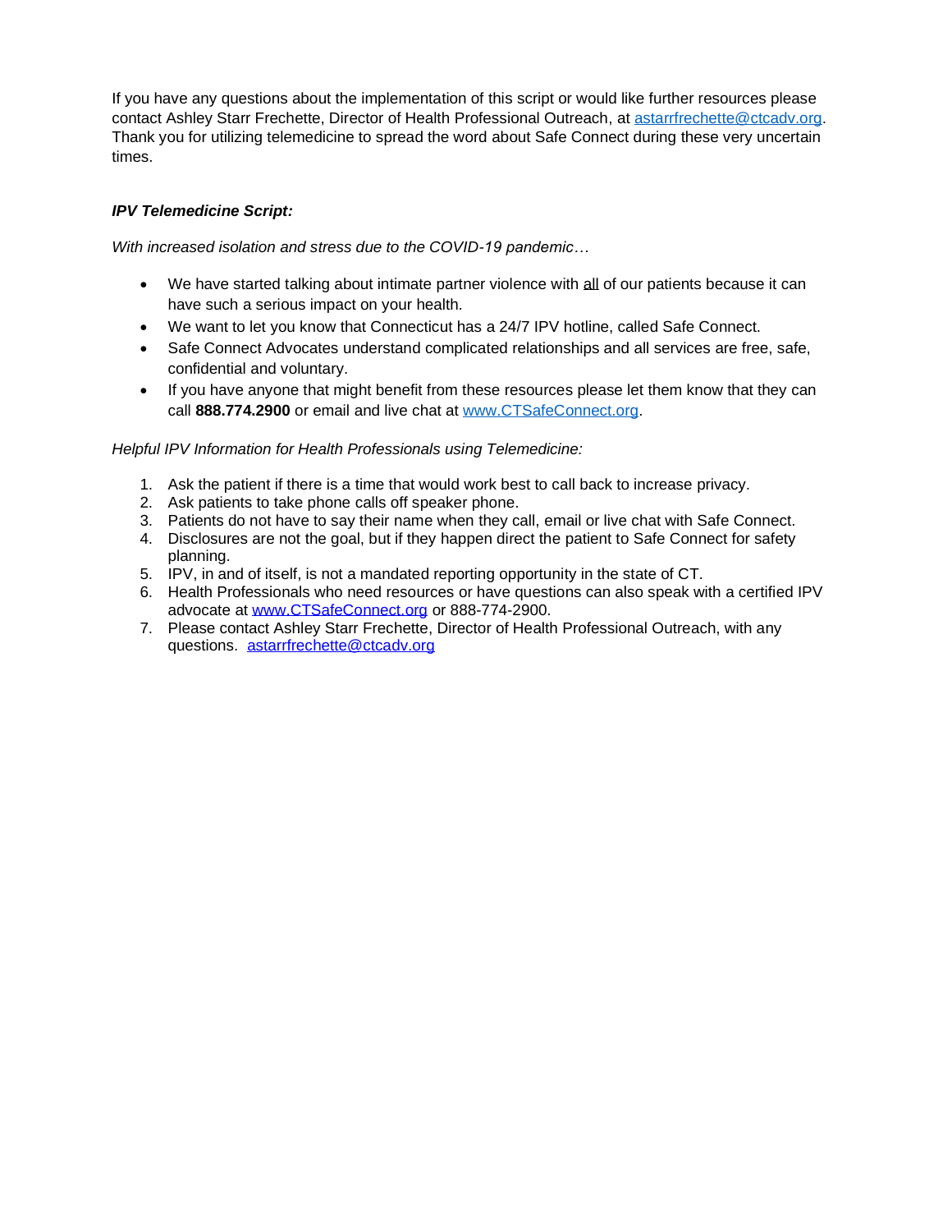If you have any questions about the implementation of this script or would like further resources please contact Ashley Starr Frechette, Director of Health Professional Outreach, at [astarrfrechette@ctcadv.org](mailto:astarrfrechette@ctcadv.org). Thank you for utilizing telemedicine to spread the word about Safe Connect during these very uncertain times.

***IPV Telemedicine Script:***

*With increased isolation and stress due to the COVID-19 pandemic…*

- We have started talking about intimate partner violence with <u>all</u> of our patients because it can have such a serious impact on your health.
- We want to let you know that Connecticut has a 24/7 IPV hotline, called Safe Connect.
- Safe Connect Advocates understand complicated relationships and all services are free, safe, confidential and voluntary.
- If you have anyone that might benefit from these resources please let them know that they can call **888.774.2900** or email and live chat at [www.CTSafeConnect.org](http://www.CTSafeConnect.org).

*Helpful IPV Information for Health Professionals using Telemedicine:*

1. Ask the patient if there is a time that would work best to call back to increase privacy.
2. Ask patients to take phone calls off speaker phone.
3. Patients do not have to say their name when they call, email or live chat with Safe Connect.
4. Disclosures are not the goal, but if they happen direct the patient to Safe Connect for safety planning.
5. IPV, in and of itself, is not a mandated reporting opportunity in the state of CT.
6. Health Professionals who need resources or have questions can also speak with a certified IPV advocate at [www.CTSafeConnect.org](http://www.CTSafeConnect.org) or 888-774-2900.
7. Please contact Ashley Starr Frechette, Director of Health Professional Outreach, with any questions. [astarrfrechette@ctcadv.org](mailto:astarrfrechette@ctcadv.org)